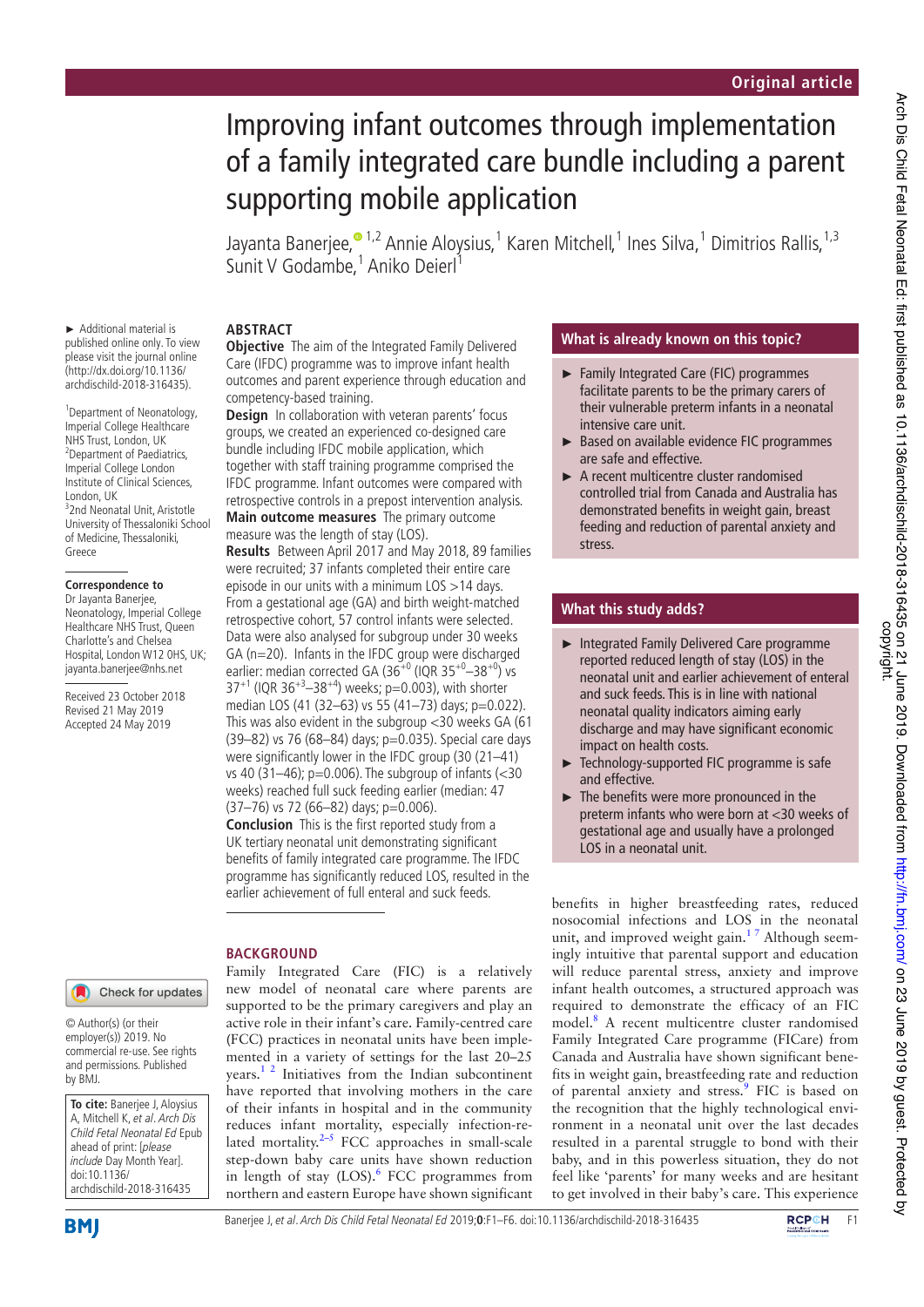Original article

# Improving infant outcomes through implementation of a family integrated care bundle including a parent supporting mobile application

Jayanta Banerjee,[1,2] Annie Aloysius,[1] Karen Mitchell,[1] Ines Silva,[1] Dimitrios Rallis,[1,3] Sunit V Godambe,[1] Aniko Deierl[1]

► Additional material is published online only. To view please visit the journal online (http://dx.doi.org/10.1136/archdischild-2018-316435).

[1]Department of Neonatology, Imperial College Healthcare NHS Trust, London, UK
[2]Department of Paediatrics, Imperial College London Institute of Clinical Sciences, London, UK
[3]2nd Neonatal Unit, Aristotle University of Thessaloniki School of Medicine, Thessaloniki, Greece

**Correspondence to**
Dr Jayanta Banerjee, Neonatology, Imperial College Healthcare NHS Trust, Queen Charlotte's and Chelsea Hospital, London W12 0HS, UK; jayanta.banerjee@nhs.net

Received 23 October 2018
Revised 21 May 2019
Accepted 24 May 2019

© Author(s) (or their employer(s)) 2019. No commercial re-use. See rights and permissions. Published by BMJ.

**To cite:** Banerjee J, Aloysius A, Mitchell K, *et al*. *Arch Dis Child Fetal Neonatal Ed* Epub ahead of print: [*please include* Day Month Year]. doi:10.1136/archdischild-2018-316435

## ABSTRACT

**Objective** The aim of the Integrated Family Delivered Care (IFDC) programme was to improve infant health outcomes and parent experience through education and competency-based training.

**Design** In collaboration with veteran parents' focus groups, we created an experienced co-designed care bundle including IFDC mobile application, which together with staff training programme comprised the IFDC programme. Infant outcomes were compared with retrospective controls in a prepost intervention analysis.

**Main outcome measures** The primary outcome measure was the length of stay (LOS).

**Results** Between April 2017 and May 2018, 89 families were recruited; 37 infants completed their entire care episode in our units with a minimum LOS >14 days. From a gestational age (GA) and birth weight-matched retrospective cohort, 57 control infants were selected. Data were also analysed for subgroup under 30 weeks GA (n=20). Infants in the IFDC group were discharged earlier: median corrected GA ($36^{+0}$ (IQR $35^{+0}$–$38^{+0}$) vs $37^{+1}$ (IQR $36^{+3}$–$38^{+4}$) weeks; p=0.003), with shorter median LOS (41 (32–63) vs 55 (41–73) days; p=0.022). This was also evident in the subgroup <30 weeks GA (61 (39–82) vs 76 (68–84) days; p=0.035). Special care days were significantly lower in the IFDC group (30 (21–41) vs 40 (31–46); p=0.006). The subgroup of infants (<30 weeks) reached full suck feeding earlier (median: 47 (37–76) vs 72 (66–82) days; p=0.006).

**Conclusion** This is the first reported study from a UK tertiary neonatal unit demonstrating significant benefits of family integrated care programme. The IFDC programme has significantly reduced LOS, resulted in the earlier achievement of full enteral and suck feeds.

## What is already known on this topic?

- Family Integrated Care (FIC) programmes facilitate parents to be the primary carers of their vulnerable preterm infants in a neonatal intensive care unit.
- Based on available evidence FIC programmes are safe and effective.
- A recent multicentre cluster randomised controlled trial from Canada and Australia has demonstrated benefits in weight gain, breast feeding and reduction of parental anxiety and stress.

## What this study adds?

- Integrated Family Delivered Care programme reported reduced length of stay (LOS) in the neonatal unit and earlier achievement of enteral and suck feeds. This is in line with national neonatal quality indicators aiming early discharge and may have significant economic impact on health costs.
- Technology-supported FIC programme is safe and effective.
- The benefits were more pronounced in the preterm infants who were born at <30 weeks of gestational age and usually have a prolonged LOS in a neonatal unit.

## BACKGROUND

Family Integrated Care (FIC) is a relatively new model of neonatal care where parents are supported to be the primary caregivers and play an active role in their infant's care. Family-centred care (FCC) practices in neonatal units have been implemented in a variety of settings for the last 20–25 years.[1,2] Initiatives from the Indian subcontinent have reported that involving mothers in the care of their infants in hospital and in the community reduces infant mortality, especially infection-related mortality.[2–5] FCC approaches in small-scale step-down baby care units have shown reduction in length of stay (LOS).[6] FCC programmes from northern and eastern Europe have shown significant benefits in higher breastfeeding rates, reduced nosocomial infections and LOS in the neonatal unit, and improved weight gain.[1,7] Although seemingly intuitive that parental support and education will reduce parental stress, anxiety and improve infant health outcomes, a structured approach was required to demonstrate the efficacy of an FIC model.[8] A recent multicentre cluster randomised Family Integrated Care programme (FICare) from Canada and Australia have shown significant benefits in weight gain, breastfeeding rate and reduction of parental anxiety and stress.[9] FIC is based on the recognition that the highly technological environment in a neonatal unit over the last decades resulted in a parental struggle to bond with their baby, and in this powerless situation, they do not feel like 'parents' for many weeks and are hesitant to get involved in their baby's care. This experience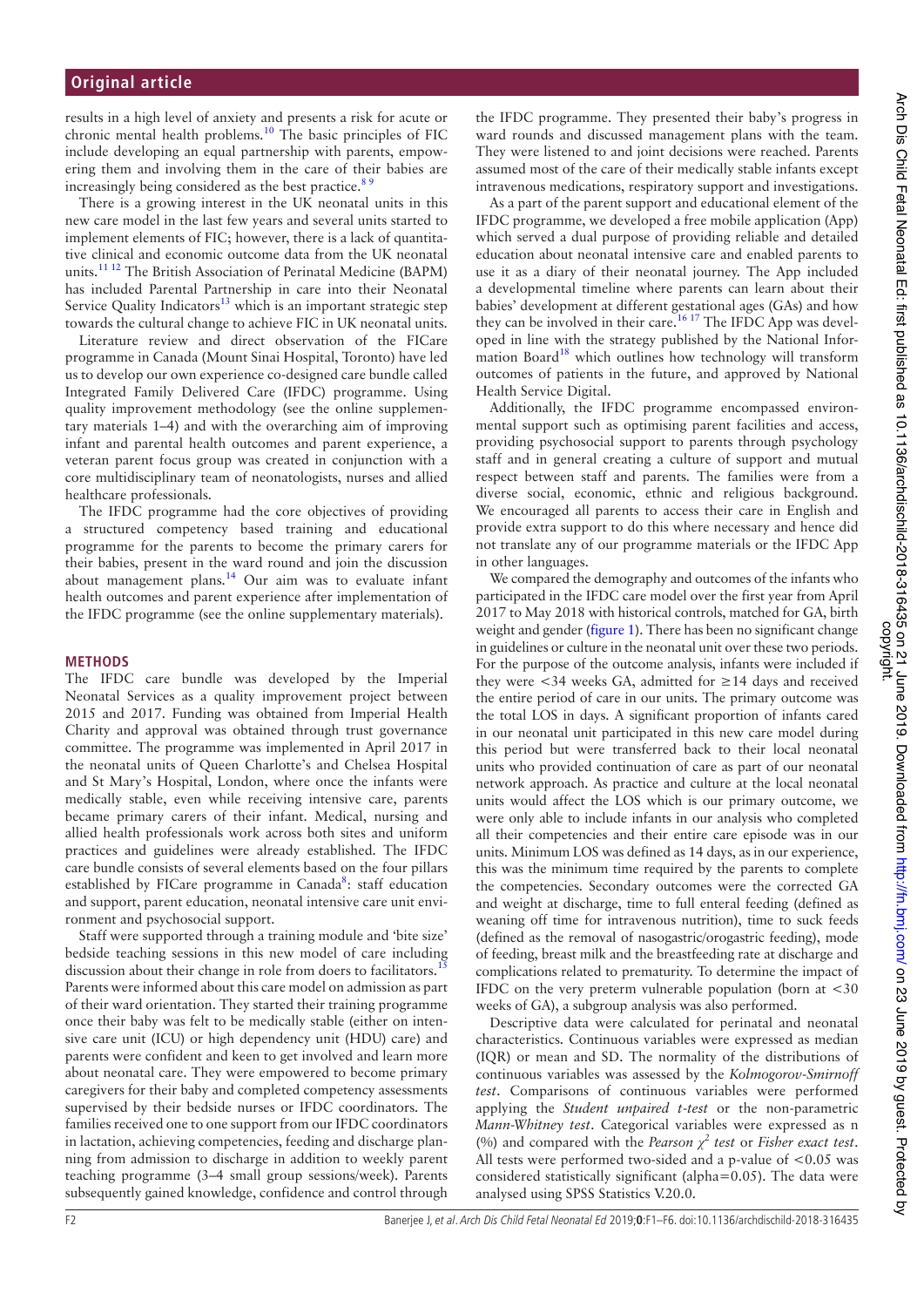results in a high level of anxiety and presents a risk for acute or chronic mental health problems.[10] The basic principles of FIC include developing an equal partnership with parents, empowering them and involving them in the care of their babies are increasingly being considered as the best practice.[8 9]

There is a growing interest in the UK neonatal units in this new care model in the last few years and several units started to implement elements of FIC; however, there is a lack of quantitative clinical and economic outcome data from the UK neonatal units.[11 12] The British Association of Perinatal Medicine (BAPM) has included Parental Partnership in care into their Neonatal Service Quality Indicators[13] which is an important strategic step towards the cultural change to achieve FIC in UK neonatal units.

Literature review and direct observation of the FICare programme in Canada (Mount Sinai Hospital, Toronto) have led us to develop our own experience co-designed care bundle called Integrated Family Delivered Care (IFDC) programme. Using quality improvement methodology (see the online supplementary materials 1–4) and with the overarching aim of improving infant and parental health outcomes and parent experience, a veteran parent focus group was created in conjunction with a core multidisciplinary team of neonatologists, nurses and allied healthcare professionals.

The IFDC programme had the core objectives of providing a structured competency based training and educational programme for the parents to become the primary carers for their babies, present in the ward round and join the discussion about management plans.[14] Our aim was to evaluate infant health outcomes and parent experience after implementation of the IFDC programme (see the online supplementary materials).

## METHODS

The IFDC care bundle was developed by the Imperial Neonatal Services as a quality improvement project between 2015 and 2017. Funding was obtained from Imperial Health Charity and approval was obtained through trust governance committee. The programme was implemented in April 2017 in the neonatal units of Queen Charlotte's and Chelsea Hospital and St Mary's Hospital, London, where once the infants were medically stable, even while receiving intensive care, parents became primary carers of their infant. Medical, nursing and allied health professionals work across both sites and uniform practices and guidelines were already established. The IFDC care bundle consists of several elements based on the four pillars established by FICare programme in Canada[8]: staff education and support, parent education, neonatal intensive care unit environment and psychosocial support.

Staff were supported through a training module and 'bite size' bedside teaching sessions in this new model of care including discussion about their change in role from doers to facilitators.[15] Parents were informed about this care model on admission as part of their ward orientation. They started their training programme once their baby was felt to be medically stable (either on intensive care unit (ICU) or high dependency unit (HDU) care) and parents were confident and keen to get involved and learn more about neonatal care. They were empowered to become primary caregivers for their baby and completed competency assessments supervised by their bedside nurses or IFDC coordinators. The families received one to one support from our IFDC coordinators in lactation, achieving competencies, feeding and discharge planning from admission to discharge in addition to weekly parent teaching programme (3–4 small group sessions/week). Parents subsequently gained knowledge, confidence and control through the IFDC programme. They presented their baby's progress in ward rounds and discussed management plans with the team. They were listened to and joint decisions were reached. Parents assumed most of the care of their medically stable infants except intravenous medications, respiratory support and investigations.

As a part of the parent support and educational element of the IFDC programme, we developed a free mobile application (App) which served a dual purpose of providing reliable and detailed education about neonatal intensive care and enabled parents to use it as a diary of their neonatal journey. The App included a developmental timeline where parents can learn about their babies' development at different gestational ages (GAs) and how they can be involved in their care.[16 17] The IFDC App was developed in line with the strategy published by the National Information Board[18] which outlines how technology will transform outcomes of patients in the future, and approved by National Health Service Digital.

Additionally, the IFDC programme encompassed environmental support such as optimising parent facilities and access, providing psychosocial support to parents through psychology staff and in general creating a culture of support and mutual respect between staff and parents. The families were from a diverse social, economic, ethnic and religious background. We encouraged all parents to access their care in English and provide extra support to do this where necessary and hence did not translate any of our programme materials or the IFDC App in other languages.

We compared the demography and outcomes of the infants who participated in the IFDC care model over the first year from April 2017 to May 2018 with historical controls, matched for GA, birth weight and gender (figure 1). There has been no significant change in guidelines or culture in the neonatal unit over these two periods. For the purpose of the outcome analysis, infants were included if they were <34 weeks GA, admitted for ≥14 days and received the entire period of care in our units. The primary outcome was the total LOS in days. A significant proportion of infants cared in our neonatal unit participated in this new care model during this period but were transferred back to their local neonatal units who provided continuation of care as part of our neonatal network approach. As practice and culture at the local neonatal units would affect the LOS which is our primary outcome, we were only able to include infants in our analysis who completed all their competencies and their entire care episode was in our units. Minimum LOS was defined as 14 days, as in our experience, this was the minimum time required by the parents to complete the competencies. Secondary outcomes were the corrected GA and weight at discharge, time to full enteral feeding (defined as weaning off time for intravenous nutrition), time to suck feeds (defined as the removal of nasogastric/orogastric feeding), mode of feeding, breast milk and the breastfeeding rate at discharge and complications related to prematurity. To determine the impact of IFDC on the very preterm vulnerable population (born at <30 weeks of GA), a subgroup analysis was also performed.

Descriptive data were calculated for perinatal and neonatal characteristics. Continuous variables were expressed as median (IQR) or mean and SD. The normality of the distributions of continuous variables was assessed by the *Kolmogorov-Smirnoff test*. Comparisons of continuous variables were performed applying the *Student unpaired t-test* or the non-parametric *Mann-Whitney test*. Categorical variables were expressed as n (%) and compared with the *Pearson $\chi^2$ test* or *Fisher exact test*. All tests were performed two-sided and a p-value of <0.05 was considered statistically significant (alpha=0.05). The data were analysed using SPSS Statistics V.20.0.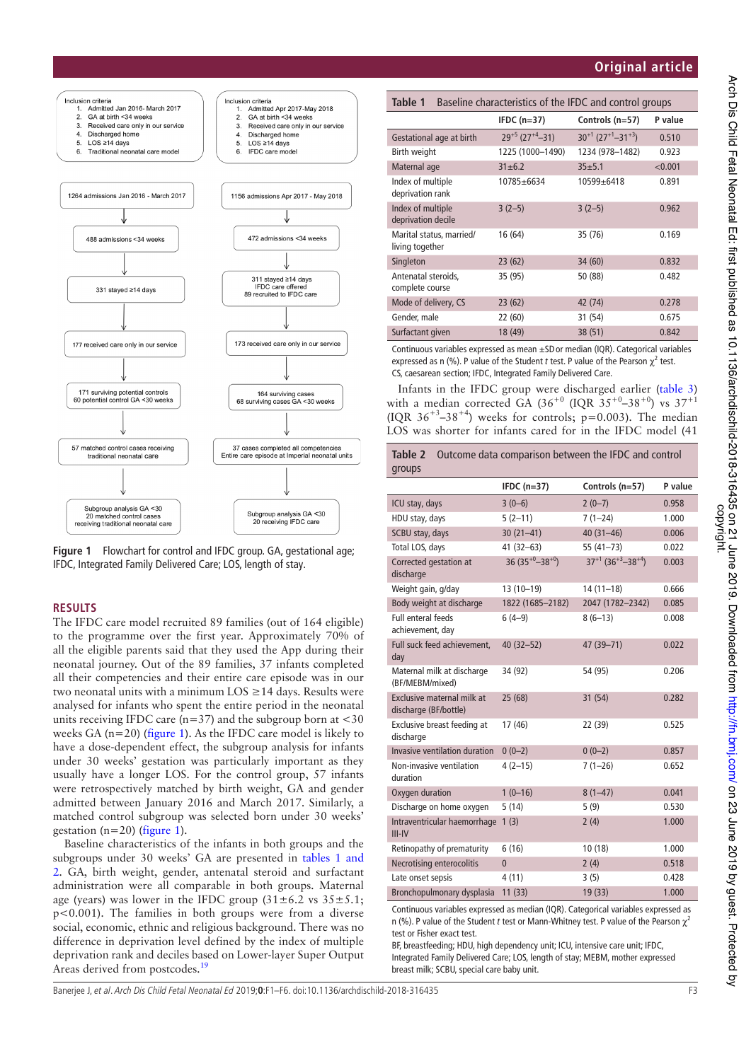Inclusion criteria
1. Admitted Jan 2016- March 2017
2. GA at birth <34 weeks
3. Received care only in our service
4. Discharged home
5. LOS ≥14 days
6. Traditional neonatal care model

Inclusion criteria
1. Admitted Apr 2017-May 2018
2. GA at birth <34 weeks
3. Received care only in our service
4. Discharged home
5. LOS ≥14 days
6. IFDC care model

1264 admissions Jan 2016 - March 2017 → 488 admissions <34 weeks → 331 stayed ≥14 days → 177 received care only in our service → 171 surviving potential controls, 60 potential control GA <30 weeks → 57 matched control cases receiving traditional neonatal care → Subgroup analysis GA <30, 20 matched control cases receiving traditional neonatal care

1156 admissions Apr 2017 - May 2018 → 472 admissions <34 weeks → 311 stayed ≥14 days, IFDC care offered, 89 recruited to IFDC care → 173 received care only in our service → 164 surviving cases, 68 surviving cases GA <30 weeks → 37 cases completed all competencies, Entire care episode at Imperial neonatal units → Subgroup analysis GA <30, 20 receiving IFDC care

**Figure 1** Flowchart for control and IFDC group. GA, gestational age; IFDC, Integrated Family Delivered Care; LOS, length of stay.

## RESULTS

The IFDC care model recruited 89 families (out of 164 eligible) to the programme over the first year. Approximately 70% of all the eligible parents said that they used the App during their neonatal journey. Out of the 89 families, 37 infants completed all their competencies and their entire care episode was in our two neonatal units with a minimum LOS ≥14 days. Results were analysed for infants who spent the entire period in the neonatal units receiving IFDC care (n=37) and the subgroup born at <30 weeks GA (n=20) (figure 1). As the IFDC care model is likely to have a dose-dependent effect, the subgroup analysis for infants under 30 weeks' gestation was particularly important as they usually have a longer LOS. For the control group, 57 infants were retrospectively matched by birth weight, GA and gender admitted between January 2016 and March 2017. Similarly, a matched control subgroup was selected born under 30 weeks' gestation (n=20) (figure 1).

Baseline characteristics of the infants in both groups and the subgroups under 30 weeks' GA are presented in tables 1 and 2. GA, birth weight, gender, antenatal steroid and surfactant administration were all comparable in both groups. Maternal age (years) was lower in the IFDC group (31±6.2 vs 35±5.1; p<0.001). The families in both groups were from a diverse social, economic, ethnic and religious background. There was no difference in deprivation level defined by the index of multiple deprivation rank and deciles based on Lower-layer Super Output Areas derived from postcodes.[19]

**Table 1** Baseline characteristics of the IFDC and control groups

| | IFDC (n=37) | Controls (n=57) | P value |
|---|---|---|---|
| Gestational age at birth | $29^{+5}$ ($27^{+4}$–31) | $30^{+1}$ ($27^{+1}$–$31^{+3}$) | 0.510 |
| Birth weight | 1225 (1000–1490) | 1234 (978–1482) | 0.923 |
| Maternal age | 31±6.2 | 35±5.1 | <0.001 |
| Index of multiple deprivation rank | 10785±6634 | 10599±6418 | 0.891 |
| Index of multiple deprivation decile | 3 (2–5) | 3 (2–5) | 0.962 |
| Marital status, married/living together | 16 (64) | 35 (76) | 0.169 |
| Singleton | 23 (62) | 34 (60) | 0.832 |
| Antenatal steroids, complete course | 35 (95) | 50 (88) | 0.482 |
| Mode of delivery, CS | 23 (62) | 42 (74) | 0.278 |
| Gender, male | 22 (60) | 31 (54) | 0.675 |
| Surfactant given | 18 (49) | 38 (51) | 0.842 |

Continuous variables expressed as mean ±SD or median (IQR). Categorical variables expressed as n (%). P value of the Student *t* test. P value of the Pearson $\chi^2$ test.
CS, caesarean section; IFDC, Integrated Family Delivered Care.

Infants in the IFDC group were discharged earlier (table 3) with a median corrected GA ($36^{+0}$ (IQR $35^{+0}$–$38^{+0}$) vs $37^{+1}$ (IQR $36^{+3}$–$38^{+4}$) weeks for controls; p=0.003). The median LOS was shorter for infants cared for in the IFDC model (41

**Table 2** Outcome data comparison between the IFDC and control groups

| | IFDC (n=37) | Controls (n=57) | P value |
|---|---|---|---|
| ICU stay, days | 3 (0–6) | 2 (0–7) | 0.958 |
| HDU stay, days | 5 (2–11) | 7 (1–24) | 1.000 |
| SCBU stay, days | 30 (21–41) | 40 (31–46) | 0.006 |
| Total LOS, days | 41 (32–63) | 55 (41–73) | 0.022 |
| Corrected gestation at discharge | 36 ($35^{+0}$–$38^{+0}$) | $37^{+1}$ ($36^{+3}$–$38^{+4}$) | 0.003 |
| Weight gain, g/day | 13 (10–19) | 14 (11–18) | 0.666 |
| Body weight at discharge | 1822 (1685–2182) | 2047 (1782–2342) | 0.085 |
| Full enteral feeds achievement, day | 6 (4–9) | 8 (6–13) | 0.008 |
| Full suck feed achievement, day | 40 (32–52) | 47 (39–71) | 0.022 |
| Maternal milk at discharge (BF/MEBM/mixed) | 34 (92) | 54 (95) | 0.206 |
| Exclusive maternal milk at discharge (BF/bottle) | 25 (68) | 31 (54) | 0.282 |
| Exclusive breast feeding at discharge | 17 (46) | 22 (39) | 0.525 |
| Invasive ventilation duration | 0 (0–2) | 0 (0–2) | 0.857 |
| Non-invasive ventilation duration | 4 (2–15) | 7 (1–26) | 0.652 |
| Oxygen duration | 1 (0–16) | 8 (1–47) | 0.041 |
| Discharge on home oxygen | 5 (14) | 5 (9) | 0.530 |
| Intraventricular haemorrhage III-IV | 1 (3) | 2 (4) | 1.000 |
| Retinopathy of prematurity | 6 (16) | 10 (18) | 1.000 |
| Necrotising enterocolitis | 0 | 2 (4) | 0.518 |
| Late onset sepsis | 4 (11) | 3 (5) | 0.428 |
| Bronchopulmonary dysplasia | 11 (33) | 19 (33) | 1.000 |

Continuous variables expressed as median (IQR). Categorical variables expressed as n (%). P value of the Student *t* test or Mann-Whitney test. P value of the Pearson $\chi^2$ test or Fisher exact test.
BF, breastfeeding; HDU, high dependency unit; ICU, intensive care unit; IFDC, Integrated Family Delivered Care; LOS, length of stay; MEBM, mother expressed breast milk; SCBU, special care baby unit.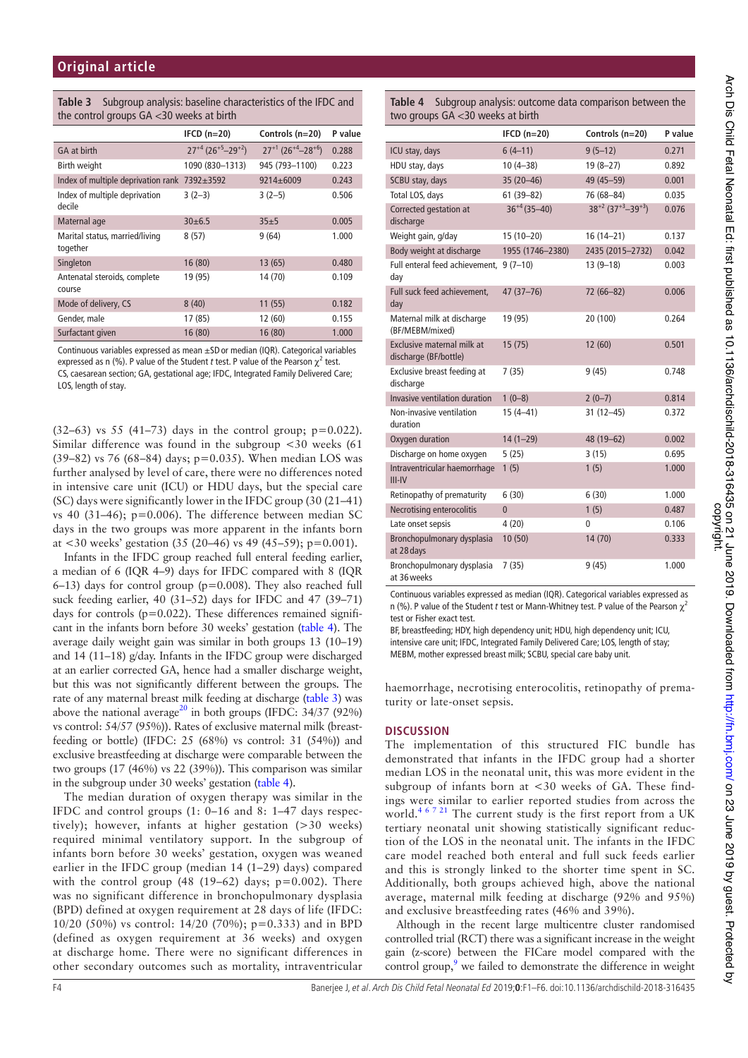**Table 3** Subgroup analysis: baseline characteristics of the IFDC and the control groups GA <30 weeks at birth

| | IFCD (n=20) | Controls (n=20) | P value |
|---|---|---|---|
| GA at birth | $27^{+4}$ ($26^{+5}$–$29^{+2}$) | $27^{+1}$ ($26^{+4}$–$28^{+6}$) | 0.288 |
| Birth weight | 1090 (830–1313) | 945 (793–1100) | 0.223 |
| Index of multiple deprivation rank | 7392±3592 | 9214±6009 | 0.243 |
| Index of multiple deprivation decile | 3 (2–3) | 3 (2–5) | 0.506 |
| Maternal age | 30±6.5 | 35±5 | 0.005 |
| Marital status, married/living together | 8 (57) | 9 (64) | 1.000 |
| Singleton | 16 (80) | 13 (65) | 0.480 |
| Antenatal steroids, complete course | 19 (95) | 14 (70) | 0.109 |
| Mode of delivery, CS | 8 (40) | 11 (55) | 0.182 |
| Gender, male | 17 (85) | 12 (60) | 0.155 |
| Surfactant given | 16 (80) | 16 (80) | 1.000 |

Continuous variables expressed as mean ±SD or median (IQR). Categorical variables expressed as n (%). P value of the Student *t* test. P value of the Pearson $\chi^2$ test.
CS, caesarean section; GA, gestational age; IFDC, Integrated Family Delivered Care; LOS, length of stay.

(32–63) vs 55 (41–73) days in the control group; p=0.022). Similar difference was found in the subgroup <30 weeks (61 (39–82) vs 76 (68–84) days; p=0.035). When median LOS was further analysed by level of care, there were no differences noted in intensive care unit (ICU) or HDU days, but the special care (SC) days were significantly lower in the IFDC group (30 (21–41) vs 40 (31–46); p=0.006). The difference between median SC days in the two groups was more apparent in the infants born at <30 weeks' gestation (35 (20–46) vs 49 (45–59); p=0.001).

Infants in the IFDC group reached full enteral feeding earlier, a median of 6 (IQR 4–9) days for IFDC compared with 8 (IQR 6–13) days for control group (p=0.008). They also reached full suck feeding earlier, 40 (31–52) days for IFDC and 47 (39–71) days for controls (p=0.022). These differences remained significant in the infants born before 30 weeks' gestation (table 4). The average daily weight gain was similar in both groups 13 (10–19) and 14 (11–18) g/day. Infants in the IFDC group were discharged at an earlier corrected GA, hence had a smaller discharge weight, but this was not significantly different between the groups. The rate of any maternal breast milk feeding at discharge (table 3) was above the national average[20] in both groups (IFDC: 34/37 (92%) vs control: 54/57 (95%)). Rates of exclusive maternal milk (breastfeeding or bottle) (IFDC: 25 (68%) vs control: 31 (54%)) and exclusive breastfeeding at discharge were comparable between the two groups (17 (46%) vs 22 (39%)). This comparison was similar in the subgroup under 30 weeks' gestation (table 4).

The median duration of oxygen therapy was similar in the IFDC and control groups (1: 0–16 and 8: 1–47 days respectively); however, infants at higher gestation (>30 weeks) required minimal ventilatory support. In the subgroup of infants born before 30 weeks' gestation, oxygen was weaned earlier in the IFDC group (median 14 (1–29) days) compared with the control group (48 (19–62) days; p=0.002). There was no significant difference in bronchopulmonary dysplasia (BPD) defined at oxygen requirement at 28 days of life (IFDC: 10/20 (50%) vs control: 14/20 (70%); p=0.333) and in BPD (defined as oxygen requirement at 36 weeks) and oxygen at discharge home. There were no significant differences in other secondary outcomes such as mortality, intraventricular haemorrhage, necrotising enterocolitis, retinopathy of prematurity or late-onset sepsis.

**Table 4** Subgroup analysis: outcome data comparison between the two groups GA <30 weeks at birth

| | IFCD (n=20) | Controls (n=20) | P value |
|---|---|---|---|
| ICU stay, days | 6 (4–11) | 9 (5–12) | 0.271 |
| HDU stay, days | 10 (4–38) | 19 (8–27) | 0.892 |
| SCBU stay, days | 35 (20–46) | 49 (45–59) | 0.001 |
| Total LOS, days | 61 (39–82) | 76 (68–84) | 0.035 |
| Corrected gestation at discharge | $36^{+4}$ (35–40) | $38^{+2}$ ($37^{+3}$–$39^{+3}$) | 0.076 |
| Weight gain, g/day | 15 (10–20) | 16 (14–21) | 0.137 |
| Body weight at discharge | 1955 (1746–2380) | 2435 (2015–2732) | 0.042 |
| Full enteral feed achievement, day | 9 (7–10) | 13 (9–18) | 0.003 |
| Full suck feed achievement, day | 47 (37–76) | 72 (66–82) | 0.006 |
| Maternal milk at discharge (BF/MEBM/mixed) | 19 (95) | 20 (100) | 0.264 |
| Exclusive maternal milk at discharge (BF/bottle) | 15 (75) | 12 (60) | 0.501 |
| Exclusive breast feeding at discharge | 7 (35) | 9 (45) | 0.748 |
| Invasive ventilation duration | 1 (0–8) | 2 (0–7) | 0.814 |
| Non-invasive ventilation duration | 15 (4–41) | 31 (12–45) | 0.372 |
| Oxygen duration | 14 (1–29) | 48 (19–62) | 0.002 |
| Discharge on home oxygen | 5 (25) | 3 (15) | 0.695 |
| Intraventricular haemorrhage III-IV | 1 (5) | 1 (5) | 1.000 |
| Retinopathy of prematurity | 6 (30) | 6 (30) | 1.000 |
| Necrotising enterocolitis | 0 | 1 (5) | 0.487 |
| Late onset sepsis | 4 (20) | 0 | 0.106 |
| Bronchopulmonary dysplasia at 28 days | 10 (50) | 14 (70) | 0.333 |
| Bronchopulmonary dysplasia at 36 weeks | 7 (35) | 9 (45) | 1.000 |

Continuous variables expressed as median (IQR). Categorical variables expressed as n (%). P value of the Student *t* test or Mann-Whitney test. P value of the Pearson $\chi^2$ test or Fisher exact test.
BF, breastfeeding; HDY, high dependency unit; HDU, high dependency unit; ICU, intensive care unit; IFDC, Integrated Family Delivered Care; LOS, length of stay; MEBM, mother expressed breast milk; SCBU, special care baby unit.

## DISCUSSION

The implementation of this structured FIC bundle has demonstrated that infants in the IFDC group had a shorter median LOS in the neonatal unit, this was more evident in the subgroup of infants born at <30 weeks of GA. These findings were similar to earlier reported studies from across the world.[4 6 7 21] The current study is the first report from a UK tertiary neonatal unit showing statistically significant reduction of the LOS in the neonatal unit. The infants in the IFDC care model reached both enteral and full suck feeds earlier and this is strongly linked to the shorter time spent in SC. Additionally, both groups achieved high, above the national average, maternal milk feeding at discharge (92% and 95%) and exclusive breastfeeding rates (46% and 39%).

Although in the recent large multicentre cluster randomised controlled trial (RCT) there was a significant increase in the weight gain (z-score) between the FICare model compared with the control group,[9] we failed to demonstrate the difference in weight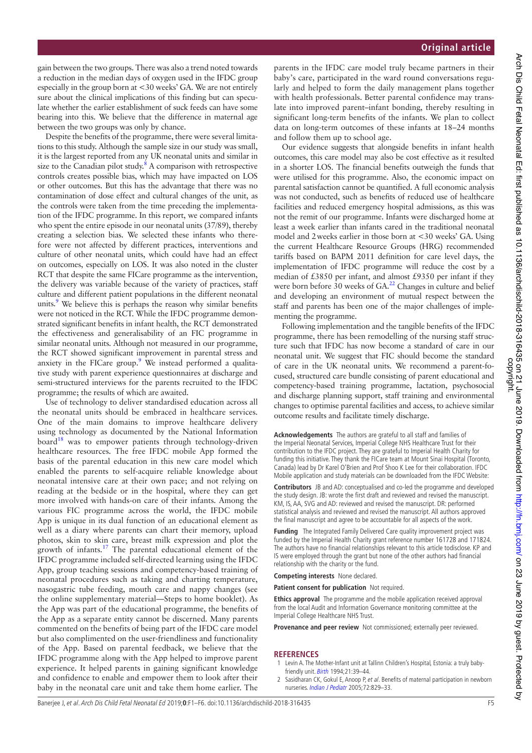gain between the two groups. There was also a trend noted towards a reduction in the median days of oxygen used in the IFDC group especially in the group born at <30 weeks' GA. We are not entirely sure about the clinical implications of this finding but can speculate whether the earlier establishment of suck feeds can have some bearing into this. We believe that the difference in maternal age between the two groups was only by chance.

Despite the benefits of the programme, there were several limitations to this study. Although the sample size in our study was small, it is the largest reported from any UK neonatal units and similar in size to the Canadian pilot study.[8] A comparison with retrospective controls creates possible bias, which may have impacted on LOS or other outcomes. But this has the advantage that there was no contamination of dose effect and cultural changes of the unit, as the controls were taken from the time preceding the implementation of the IFDC programme. In this report, we compared infants who spent the entire episode in our neonatal units (37/89), thereby creating a selection bias. We selected these infants who therefore were not affected by different practices, interventions and culture of other neonatal units, which could have had an effect on outcomes, especially on LOS. It was also noted in the cluster RCT that despite the same FICare programme as the intervention, the delivery was variable because of the variety of practices, staff culture and different patient populations in the different neonatal units.[9] We believe this is perhaps the reason why similar benefits were not noticed in the RCT. While the IFDC programme demonstrated significant benefits in infant health, the RCT demonstrated the effectiveness and generalisability of an FIC programme in similar neonatal units. Although not measured in our programme, the RCT showed significant improvement in parental stress and anxiety in the FICare group.[9] We instead performed a qualitative study with parent experience questionnaires at discharge and semi-structured interviews for the parents recruited to the IFDC programme; the results of which are awaited.

Use of technology to deliver standardised education across all the neonatal units should be embraced in healthcare services. One of the main domains to improve healthcare delivery using technology as documented by the National Information board[18] was to empower patients through technology-driven healthcare resources. The free IFDC mobile App formed the basis of the parental education in this new care model which enabled the parents to self-acquire reliable knowledge about neonatal intensive care at their own pace; and not relying on reading at the bedside or in the hospital, where they can get more involved with hands-on care of their infants. Among the various FIC programme across the world, the IFDC mobile App is unique in its dual function of an educational element as well as a diary where parents can chart their memory, upload photos, skin to skin care, breast milk expression and plot the growth of infants.[17] The parental educational element of the IFDC programme included self-directed learning using the IFDC App, group teaching sessions and competency-based training of neonatal procedures such as taking and charting temperature, nasogastric tube feeding, mouth care and nappy changes (see the online supplementary material—Steps to home booklet). As the App was part of the educational programme, the benefits of the App as a separate entity cannot be discerned. Many parents commented on the benefits of being part of the IFDC care model but also complimented on the user-friendliness and functionality of the App. Based on parental feedback, we believe that the IFDC programme along with the App helped to improve parent experience. It helped parents in gaining significant knowledge and confidence to enable and empower them to look after their baby in the neonatal care unit and take them home earlier. The parents in the IFDC care model truly became partners in their baby's care, participated in the ward round conversations regularly and helped to form the daily management plans together with health professionals. Better parental confidence may translate into improved parent–infant bonding, thereby resulting in significant long-term benefits of the infants. We plan to collect data on long-term outcomes of these infants at 18–24 months and follow them up to school age.

Our evidence suggests that alongside benefits in infant health outcomes, this care model may also be cost effective as it resulted in a shorter LOS. The financial benefits outweigh the funds that were utilised for this programme. Also, the economic impact on parental satisfaction cannot be quantified. A full economic analysis was not conducted, such as benefits of reduced use of healthcare facilities and reduced emergency hospital admissions, as this was not the remit of our programme. Infants were discharged home at least a week earlier than infants cared in the traditional neonatal model and 2 weeks earlier in those born at <30 weeks' GA. Using the current Healthcare Resource Groups (HRG) recommended tariffs based on BAPM 2011 definition for care level days, the implementation of IFDC programme will reduce the cost by a median of £3850 per infant, and almost £9350 per infant if they were born before 30 weeks of GA.[22] Changes in culture and belief and developing an environment of mutual respect between the staff and parents has been one of the major challenges of implementing the programme.

Following implementation and the tangible benefits of the IFDC programme, there has been remodelling of the nursing staff structure such that IFDC has now become a standard of care in our neonatal unit. We suggest that FIC should become the standard of care in the UK neonatal units. We recommend a parent-focused, structured care bundle consisting of parent educational and competency-based training programme, lactation, psychosocial and discharge planning support, staff training and environmental changes to optimise parental facilities and access, to achieve similar outcome results and facilitate timely discharge.

**Acknowledgements** The authors are grateful to all staff and families of the Imperial Neonatal Services, Imperial College NHS Healthcare Trust for their contribution to the IFDC project. They are grateful to Imperial Health Charity for funding this initiative. They thank the FICare team at Mount Sinai Hospital (Toronto, Canada) lead by Dr Karel O'Brien and Prof Shoo K Lee for their collaboration. IFDC Mobile application and study materials can be downloaded from the IFDC Website:

**Contributors** JB and AD: conceptualised and co-led the programme and developed the study design. JB: wrote the first draft and reviewed and revised the manuscript. KM, IS, AA, SVG and AD: reviewed and revised the manuscript. DR: performed statistical analysis and reviewed and revised the manuscript. All authors approved the final manuscript and agree to be accountable for all aspects of the work.

**Funding** The Integrated Family Delivered Care quality improvement project was funded by the Imperial Health Charity grant reference number 161728 and 171824. The authors have no financial relationships relevant to this article todisclose. KP and IS were employed through the grant but none of the other authors had financial relationship with the charity or the fund.

**Competing interests** None declared.

**Patient consent for publication** Not required.

**Ethics approval** The programme and the mobile application received approval from the local Audit and Information Governance monitoring committee at the Imperial College Healthcare NHS Trust.

**Provenance and peer review** Not commissioned; externally peer reviewed.

## REFERENCES

1. Levin A. The Mother-Infant unit at Tallinn Children's Hospital, Estonia: a truly baby-friendly unit. *Birth* 1994;21:39–44.
2. Sasidharan CK, Gokul E, Anoop P, *et al*. Benefits of maternal participation in newborn nurseries. *Indian J Pediatr* 2005;72:829–33.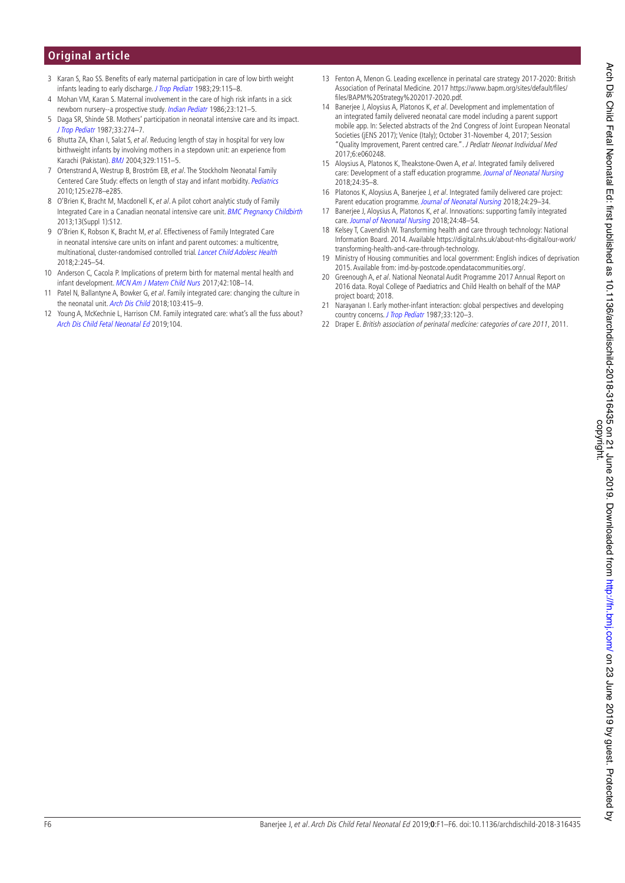3 Karan S, Rao SS. Benefits of early maternal participation in care of low birth weight infants leading to early discharge. *J Trop Pediatr* 1983;29:115–8.

4 Mohan VM, Karan S. Maternal involvement in the care of high risk infants in a sick newborn nursery--a prospective study. *Indian Pediatr* 1986;23:121–5.

5 Daga SR, Shinde SB. Mothers' participation in neonatal intensive care and its impact. *J Trop Pediatr* 1987;33:274–7.

6 Bhutta ZA, Khan I, Salat S, *et al*. Reducing length of stay in hospital for very low birthweight infants by involving mothers in a stepdown unit: an experience from Karachi (Pakistan). *BMJ* 2004;329:1151–5.

7 Ortenstrand A, Westrup B, Broström EB, *et al*. The Stockholm Neonatal Family Centered Care Study: effects on length of stay and infant morbidity. *Pediatrics* 2010;125:e278–e285.

8 O'Brien K, Bracht M, Macdonell K, *et al*. A pilot cohort analytic study of Family Integrated Care in a Canadian neonatal intensive care unit. *BMC Pregnancy Childbirth* 2013;13(Suppl 1):S12.

9 O'Brien K, Robson K, Bracht M, *et al*. Effectiveness of Family Integrated Care in neonatal intensive care units on infant and parent outcomes: a multicentre, multinational, cluster-randomised controlled trial. *Lancet Child Adolesc Health* 2018;2:245–54.

10 Anderson C, Cacola P. Implications of preterm birth for maternal mental health and infant development. *MCN Am J Matern Child Nurs* 2017;42:108–14.

11 Patel N, Ballantyne A, Bowker G, *et al*. Family integrated care: changing the culture in the neonatal unit. *Arch Dis Child* 2018;103:415–9.

12 Young A, McKechnie L, Harrison CM. Family integrated care: what's all the fuss about? *Arch Dis Child Fetal Neonatal Ed* 2019;104.

13 Fenton A, Menon G. Leading excellence in perinatal care strategy 2017-2020: British Association of Perinatal Medicine. 2017 https://www.bapm.org/sites/default/files/files/BAPM%20Strategy%202017-2020.pdf.

14 Banerjee J, Aloysius A, Platonos K, *et al*. Development and implementation of an integrated family delivered neonatal care model including a parent support mobile app. In: Selected abstracts of the 2nd Congress of Joint European Neonatal Societies (jENS 2017); Venice (Italy); October 31-November 4, 2017; Session "Quality Improvement, Parent centred care.". *J Pediatr Neonat Individual Med* 2017;6:e060248.

15 Aloysius A, Platonos K, Theakstone-Owen A, *et al*. Integrated family delivered care: Development of a staff education programme. *Journal of Neonatal Nursing* 2018;24:35–8.

16 Platonos K, Aloysius A, Banerjee J, *et al*. Integrated family delivered care project: Parent education programme. *Journal of Neonatal Nursing* 2018;24:29–34.

17 Banerjee J, Aloysius A, Platonos K, *et al*. Innovations: supporting family integrated care. *Journal of Neonatal Nursing* 2018;24:48–54.

18 Kelsey T, Cavendish W. Transforming health and care through technology: National Information Board. 2014. Available https://digital.nhs.uk/about-nhs-digital/our-work/transforming-health-and-care-through-technology.

19 Ministry of Housing communities and local government: English indices of deprivation 2015. Available from: imd-by-postcode.opendatacommunities.org/.

20 Greenough A, *et al*. National Neonatal Audit Programme 2017 Annual Report on 2016 data. Royal College of Paediatrics and Child Health on behalf of the MAP project board; 2018.

21 Narayanan I. Early mother-infant interaction: global perspectives and developing country concerns. *J Trop Pediatr* 1987;33:120–3.

22 Draper E. *British association of perinatal medicine: categories of care 2011*, 2011.